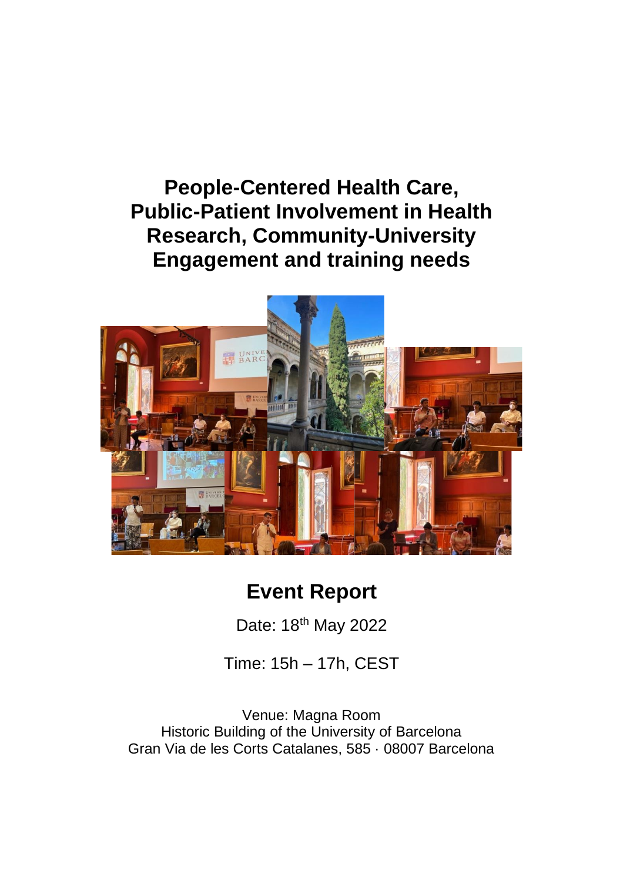# People-Centered Health Care, Public-Patient Involvement in Health Research, Community-University Engagement and training needs

## Event Report

Date: 18th May 2022

Time: 15h – 17h, CEST

Venue: Magna Room
Historic Building of the University of Barcelona
Gran Via de les Corts Catalanes, 585 · 08007 Barcelona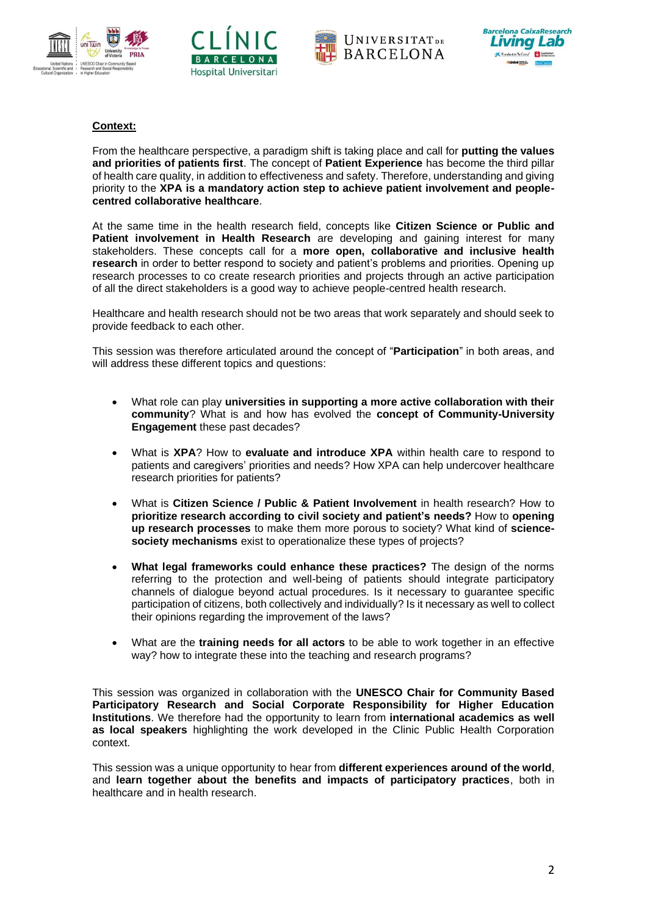**<u>Context:</u>**

From the healthcare perspective, a paradigm shift is taking place and call for **putting the values and priorities of patients first**. The concept of **Patient Experience** has become the third pillar of health care quality, in addition to effectiveness and safety. Therefore, understanding and giving priority to the **XPA is a mandatory action step to achieve patient involvement and people-centred collaborative healthcare**.

At the same time in the health research field, concepts like **Citizen Science or Public and Patient involvement in Health Research** are developing and gaining interest for many stakeholders. These concepts call for a **more open, collaborative and inclusive health research** in order to better respond to society and patient's problems and priorities. Opening up research processes to co create research priorities and projects through an active participation of all the direct stakeholders is a good way to achieve people-centred health research.

Healthcare and health research should not be two areas that work separately and should seek to provide feedback to each other.

This session was therefore articulated around the concept of "**Participation**" in both areas, and will address these different topics and questions:

- What role can play **universities in supporting a more active collaboration with their community**? What is and how has evolved the **concept of Community-University Engagement** these past decades?
- What is **XPA**? How to **evaluate and introduce XPA** within health care to respond to patients and caregivers' priorities and needs? How XPA can help undercover healthcare research priorities for patients?
- What is **Citizen Science / Public & Patient Involvement** in health research? How to **prioritize research according to civil society and patient's needs?** How to **opening up research processes** to make them more porous to society? What kind of **science-society mechanisms** exist to operationalize these types of projects?
- **What legal frameworks could enhance these practices?** The design of the norms referring to the protection and well-being of patients should integrate participatory channels of dialogue beyond actual procedures. Is it necessary to guarantee specific participation of citizens, both collectively and individually? Is it necessary as well to collect their opinions regarding the improvement of the laws?
- What are the **training needs for all actors** to be able to work together in an effective way? how to integrate these into the teaching and research programs?

This session was organized in collaboration with the **UNESCO Chair for Community Based Participatory Research and Social Corporate Responsibility for Higher Education Institutions**. We therefore had the opportunity to learn from **international academics as well as local speakers** highlighting the work developed in the Clinic Public Health Corporation context.

This session was a unique opportunity to hear from **different experiences around of the world**, and **learn together about the benefits and impacts of participatory practices**, both in healthcare and in health research.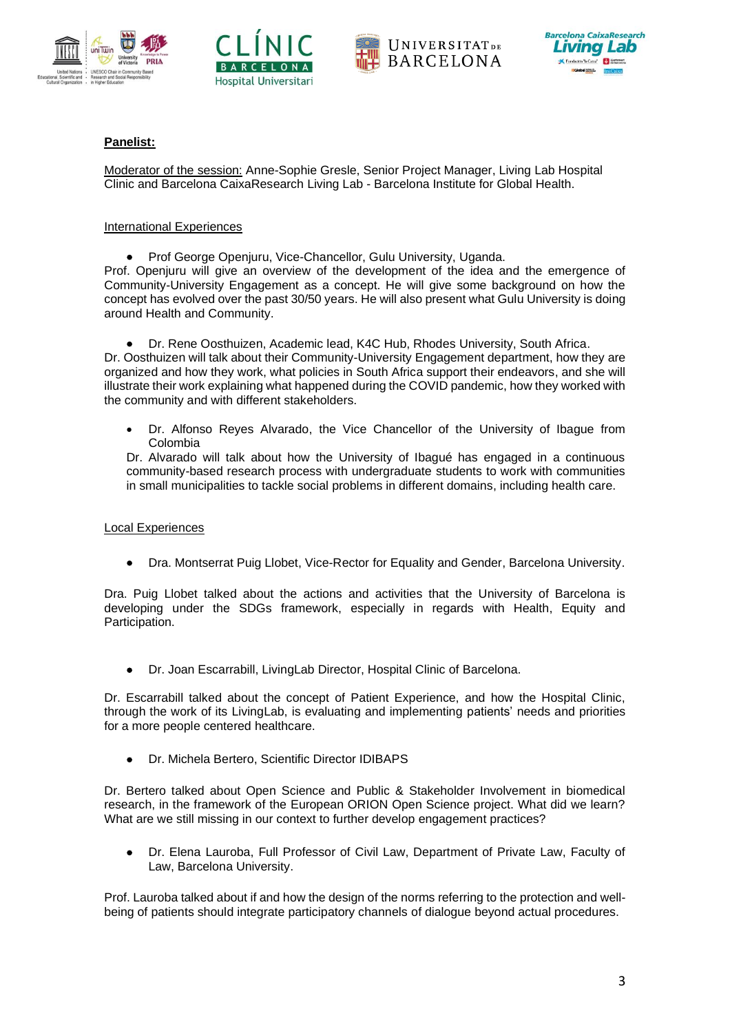**Panelist:**

Moderator of the session: Anne-Sophie Gresle, Senior Project Manager, Living Lab Hospital Clinic and Barcelona CaixaResearch Living Lab - Barcelona Institute for Global Health.

International Experiences

- Prof George Openjuru, Vice-Chancellor, Gulu University, Uganda.

Prof. Openjuru will give an overview of the development of the idea and the emergence of Community-University Engagement as a concept. He will give some background on how the concept has evolved over the past 30/50 years. He will also present what Gulu University is doing around Health and Community.

- Dr. Rene Oosthuizen, Academic lead, K4C Hub, Rhodes University, South Africa.

Dr. Oosthuizen will talk about their Community-University Engagement department, how they are organized and how they work, what policies in South Africa support their endeavors, and she will illustrate their work explaining what happened during the COVID pandemic, how they worked with the community and with different stakeholders.

- Dr. Alfonso Reyes Alvarado, the Vice Chancellor of the University of Ibague from Colombia

  Dr. Alvarado will talk about how the University of Ibagué has engaged in a continuous community-based research process with undergraduate students to work with communities in small municipalities to tackle social problems in different domains, including health care.

Local Experiences

- Dra. Montserrat Puig Llobet, Vice-Rector for Equality and Gender, Barcelona University.

Dra. Puig Llobet talked about the actions and activities that the University of Barcelona is developing under the SDGs framework, especially in regards with Health, Equity and Participation.

- Dr. Joan Escarrabill, LivingLab Director, Hospital Clinic of Barcelona.

Dr. Escarrabill talked about the concept of Patient Experience, and how the Hospital Clinic, through the work of its LivingLab, is evaluating and implementing patients' needs and priorities for a more people centered healthcare.

- Dr. Michela Bertero, Scientific Director IDIBAPS

Dr. Bertero talked about Open Science and Public & Stakeholder Involvement in biomedical research, in the framework of the European ORION Open Science project. What did we learn? What are we still missing in our context to further develop engagement practices?

- Dr. Elena Lauroba, Full Professor of Civil Law, Department of Private Law, Faculty of Law, Barcelona University.

Prof. Lauroba talked about if and how the design of the norms referring to the protection and well-being of patients should integrate participatory channels of dialogue beyond actual procedures.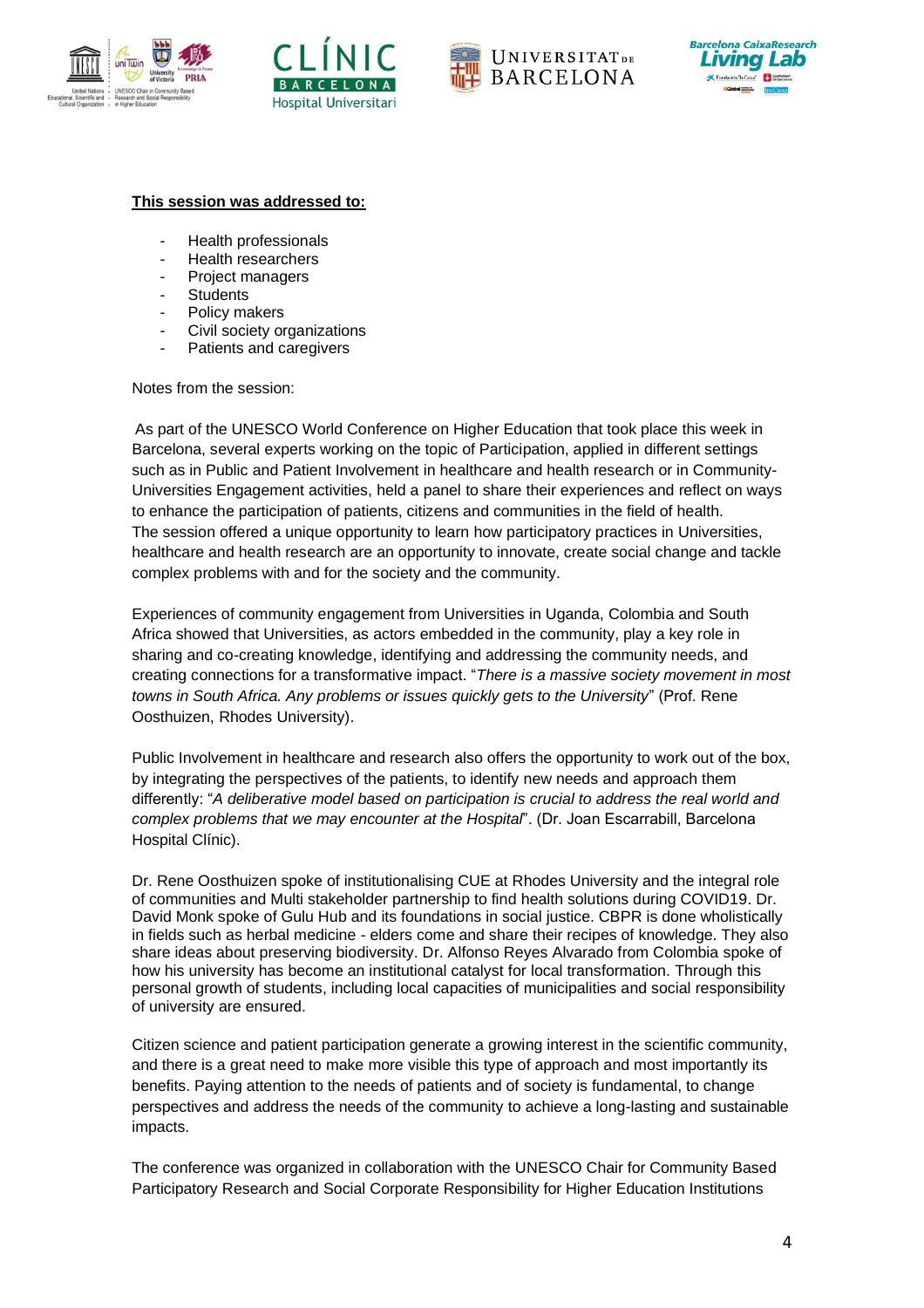**This session was addressed to:**

- Health professionals
- Health researchers
- Project managers
- Students
- Policy makers
- Civil society organizations
- Patients and caregivers

Notes from the session:

As part of the UNESCO World Conference on Higher Education that took place this week in Barcelona, several experts working on the topic of Participation, applied in different settings such as in Public and Patient Involvement in healthcare and health research or in Community-Universities Engagement activities, held a panel to share their experiences and reflect on ways to enhance the participation of patients, citizens and communities in the field of health. The session offered a unique opportunity to learn how participatory practices in Universities, healthcare and health research are an opportunity to innovate, create social change and tackle complex problems with and for the society and the community.

Experiences of community engagement from Universities in Uganda, Colombia and South Africa showed that Universities, as actors embedded in the community, play a key role in sharing and co-creating knowledge, identifying and addressing the community needs, and creating connections for a transformative impact. "*There is a massive society movement in most towns in South Africa. Any problems or issues quickly gets to the University*" (Prof. Rene Oosthuizen, Rhodes University).

Public Involvement in healthcare and research also offers the opportunity to work out of the box, by integrating the perspectives of the patients, to identify new needs and approach them differently: "*A deliberative model based on participation is crucial to address the real world and complex problems that we may encounter at the Hospital*". (Dr. Joan Escarrabill, Barcelona Hospital Clínic).

Dr. Rene Oosthuizen spoke of institutionalising CUE at Rhodes University and the integral role of communities and Multi stakeholder partnership to find health solutions during COVID19. Dr. David Monk spoke of Gulu Hub and its foundations in social justice. CBPR is done wholistically in fields such as herbal medicine - elders come and share their recipes of knowledge. They also share ideas about preserving biodiversity. Dr. Alfonso Reyes Alvarado from Colombia spoke of how his university has become an institutional catalyst for local transformation. Through this personal growth of students, including local capacities of municipalities and social responsibility of university are ensured.

Citizen science and patient participation generate a growing interest in the scientific community, and there is a great need to make more visible this type of approach and most importantly its benefits. Paying attention to the needs of patients and of society is fundamental, to change perspectives and address the needs of the community to achieve a long-lasting and sustainable impacts.

The conference was organized in collaboration with the UNESCO Chair for Community Based Participatory Research and Social Corporate Responsibility for Higher Education Institutions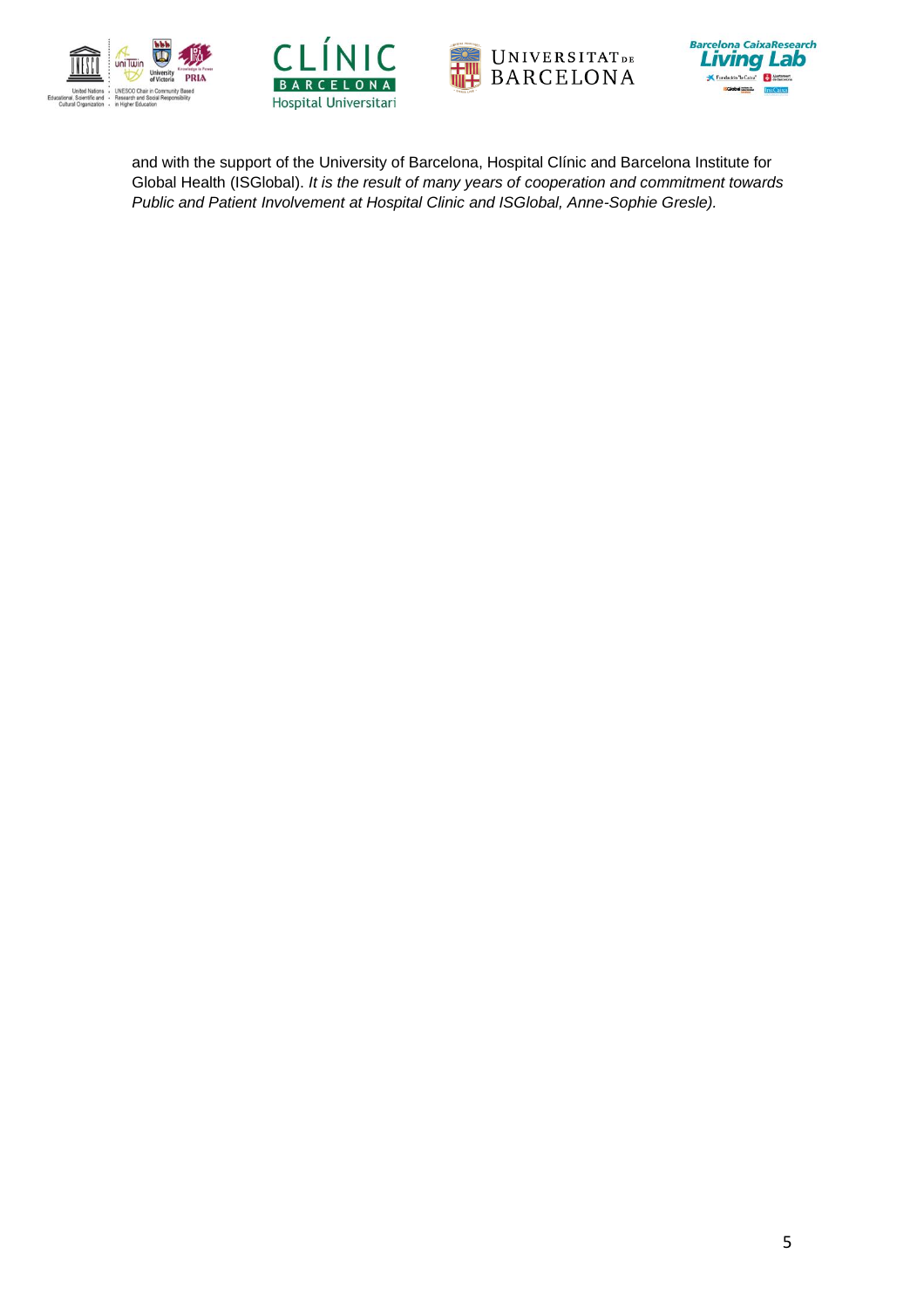and with the support of the University of Barcelona, Hospital Clínic and Barcelona Institute for Global Health (ISGlobal). *It is the result of many years of cooperation and commitment towards Public and Patient Involvement at Hospital Clinic and ISGlobal, Anne-Sophie Gresle).*